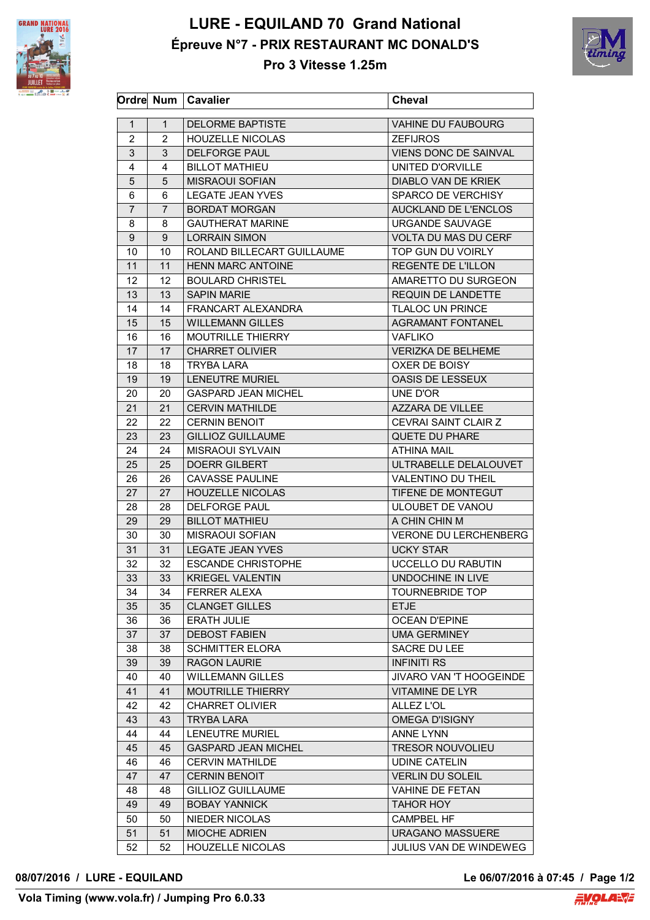# LURE - EQUILAND 70 Grand National

## Épreuve N°7 - PRIX RESTAURANT MC DONALD'S

### Pro 3 Vitesse 1.25m

| Ordre | Num | Cavalier | Cheval |
|---|---|---|---|
| 1 | 1 | DELORME BAPTISTE | VAHINE DU FAUBOURG |
| 2 | 2 | HOUZELLE NICOLAS | ZEFIJROS |
| 3 | 3 | DELFORGE PAUL | VIENS DONC DE SAINVAL |
| 4 | 4 | BILLOT MATHIEU | UNITED D'ORVILLE |
| 5 | 5 | MISRAOUI SOFIAN | DIABLO VAN DE KRIEK |
| 6 | 6 | LEGATE JEAN YVES | SPARCO DE VERCHISY |
| 7 | 7 | BORDAT MORGAN | AUCKLAND DE L'ENCLOS |
| 8 | 8 | GAUTHERAT MARINE | URGANDE SAUVAGE |
| 9 | 9 | LORRAIN SIMON | VOLTA DU MAS DU CERF |
| 10 | 10 | ROLAND BILLECART GUILLAUME | TOP GUN DU VOIRLY |
| 11 | 11 | HENN MARC ANTOINE | REGENTE DE L'ILLON |
| 12 | 12 | BOULARD CHRISTEL | AMARETTO DU SURGEON |
| 13 | 13 | SAPIN MARIE | REQUIN DE LANDETTE |
| 14 | 14 | FRANCART ALEXANDRA | TLALOC UN PRINCE |
| 15 | 15 | WILLEMANN GILLES | AGRAMANT FONTANEL |
| 16 | 16 | MOUTRILLE THIERRY | VAFLIKO |
| 17 | 17 | CHARRET OLIVIER | VERIZKA DE BELHEME |
| 18 | 18 | TRYBA LARA | OXER DE BOISY |
| 19 | 19 | LENEUTRE MURIEL | OASIS DE LESSEUX |
| 20 | 20 | GASPARD JEAN MICHEL | UNE D'OR |
| 21 | 21 | CERVIN MATHILDE | AZZARA DE VILLEE |
| 22 | 22 | CERNIN BENOIT | CEVRAI SAINT CLAIR Z |
| 23 | 23 | GILLIOZ GUILLAUME | QUETE DU PHARE |
| 24 | 24 | MISRAOUI SYLVAIN | ATHINA MAIL |
| 25 | 25 | DOERR GILBERT | ULTRABELLE DELALOUVET |
| 26 | 26 | CAVASSE PAULINE | VALENTINO DU THEIL |
| 27 | 27 | HOUZELLE NICOLAS | TIFENE DE MONTEGUT |
| 28 | 28 | DELFORGE PAUL | ULOUBET DE VANOU |
| 29 | 29 | BILLOT MATHIEU | A CHIN CHIN M |
| 30 | 30 | MISRAOUI SOFIAN | VERONE DU LERCHENBERG |
| 31 | 31 | LEGATE JEAN YVES | UCKY STAR |
| 32 | 32 | ESCANDE CHRISTOPHE | UCCELLO DU RABUTIN |
| 33 | 33 | KRIEGEL VALENTIN | UNDOCHINE IN LIVE |
| 34 | 34 | FERRER ALEXA | TOURNEBRIDE TOP |
| 35 | 35 | CLANGET GILLES | ETJE |
| 36 | 36 | ERATH JULIE | OCEAN D'EPINE |
| 37 | 37 | DEBOST FABIEN | UMA GERMINEY |
| 38 | 38 | SCHMITTER ELORA | SACRE DU LEE |
| 39 | 39 | RAGON LAURIE | INFINITI RS |
| 40 | 40 | WILLEMANN GILLES | JIVARO VAN 'T HOOGEINDE |
| 41 | 41 | MOUTRILLE THIERRY | VITAMINE DE LYR |
| 42 | 42 | CHARRET OLIVIER | ALLEZ L'OL |
| 43 | 43 | TRYBA LARA | OMEGA D'ISIGNY |
| 44 | 44 | LENEUTRE MURIEL | ANNE LYNN |
| 45 | 45 | GASPARD JEAN MICHEL | TRESOR NOUVOLIEU |
| 46 | 46 | CERVIN MATHILDE | UDINE CATELIN |
| 47 | 47 | CERNIN BENOIT | VERLIN DU SOLEIL |
| 48 | 48 | GILLIOZ GUILLAUME | VAHINE DE FETAN |
| 49 | 49 | BOBAY YANNICK | TAHOR HOY |
| 50 | 50 | NIEDER NICOLAS | CAMPBEL HF |
| 51 | 51 | MIOCHE ADRIEN | URAGANO MASSUERE |
| 52 | 52 | HOUZELLE NICOLAS | JULIUS VAN DE WINDEWEG |

08/07/2016 / LURE - EQUILAND

Le 06/07/2016 à 07:45

Vola Timing (www.vola.fr) / Jumping Pro 6.0.33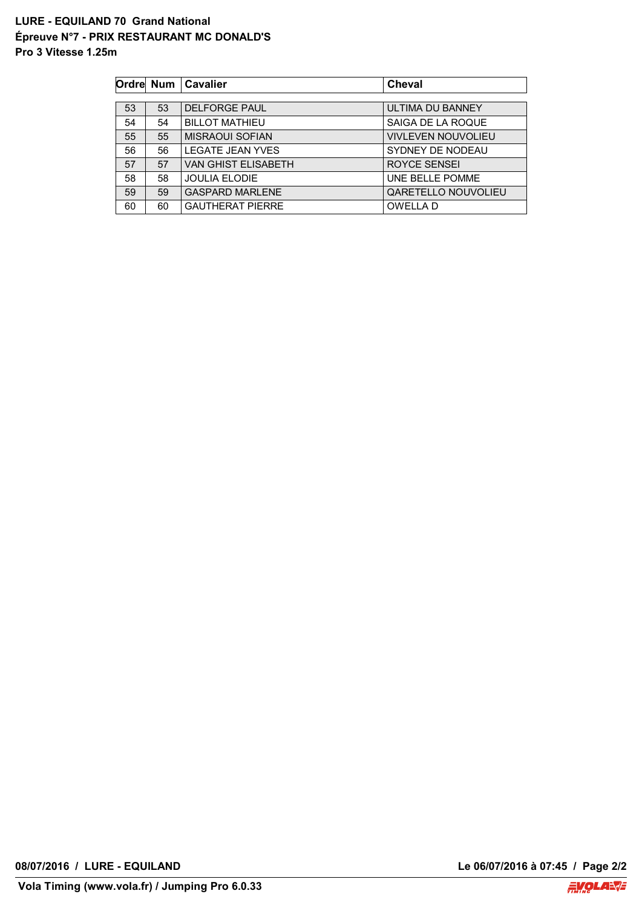**LURE - EQUILAND 70 Grand National**
**Épreuve N°7 - PRIX RESTAURANT MC DONALD'S**
**Pro 3 Vitesse 1.25m**

| Ordre | Num | Cavalier | Cheval |
|---|---|---|---|
| 53 | 53 | DELFORGE PAUL | ULTIMA DU BANNEY |
| 54 | 54 | BILLOT MATHIEU | SAIGA DE LA ROQUE |
| 55 | 55 | MISRAOUI SOFIAN | VIVLEVEN NOUVOLIEU |
| 56 | 56 | LEGATE JEAN YVES | SYDNEY DE NODEAU |
| 57 | 57 | VAN GHIST ELISABETH | ROYCE SENSEI |
| 58 | 58 | JOULIA ELODIE | UNE BELLE POMME |
| 59 | 59 | GASPARD MARLENE | QARETELLO NOUVOLIEU |
| 60 | 60 | GAUTHERAT PIERRE | OWELLA D |